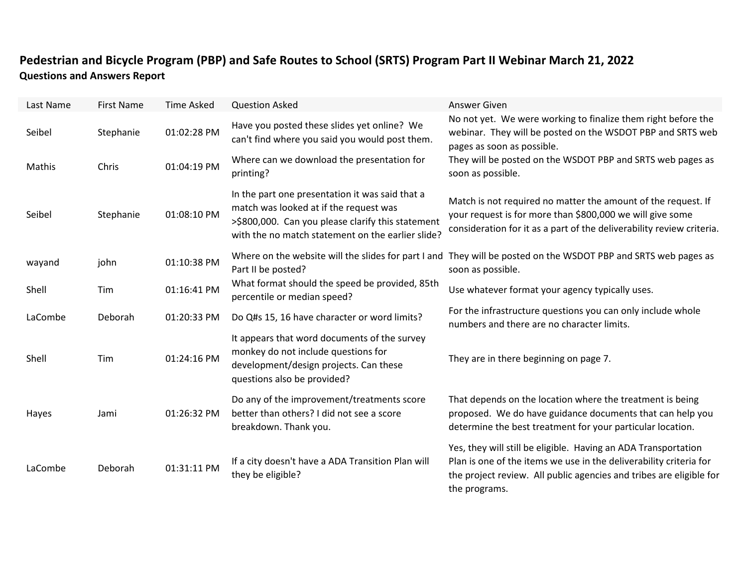## Pedestrian and Bicycle Program (PBP) and Safe Routes to School (SRTS) Program Part II Webinar March 21, 2022

### Questions and Answers Report

| Last Name | First Name | Time Asked | Question Asked | Answer Given |
| --- | --- | --- | --- | --- |
| Seibel | Stephanie | 01:02:28 PM | Have you posted these slides yet online? We can't find where you said you would post them. | No not yet. We were working to finalize them right before the webinar. They will be posted on the WSDOT PBP and SRTS web pages as soon as possible. |
| Mathis | Chris | 01:04:19 PM | Where can we download the presentation for printing? | They will be posted on the WSDOT PBP and SRTS web pages as soon as possible. |
| Seibel | Stephanie | 01:08:10 PM | In the part one presentation it was said that a match was looked at if the request was >$800,000. Can you please clarify this statement with the no match statement on the earlier slide? | Match is not required no matter the amount of the request. If your request is for more than $800,000 we will give some consideration for it as a part of the deliverability review criteria. |
| wayand | john | 01:10:38 PM | Where on the website will the slides for part I and Part II be posted? | They will be posted on the WSDOT PBP and SRTS web pages as soon as possible. |
| Shell | Tim | 01:16:41 PM | What format should the speed be provided, 85th percentile or median speed? | Use whatever format your agency typically uses. |
| LaCombe | Deborah | 01:20:33 PM | Do Q#s 15, 16 have character or word limits? | For the infrastructure questions you can only include whole numbers and there are no character limits. |
| Shell | Tim | 01:24:16 PM | It appears that word documents of the survey monkey do not include questions for development/design projects. Can these questions also be provided? | They are in there beginning on page 7. |
| Hayes | Jami | 01:26:32 PM | Do any of the improvement/treatments score better than others? I did not see a score breakdown. Thank you. | That depends on the location where the treatment is being proposed. We do have guidance documents that can help you determine the best treatment for your particular location. |
| LaCombe | Deborah | 01:31:11 PM | If a city doesn't have a ADA Transition Plan will they be eligible? | Yes, they will still be eligible. Having an ADA Transportation Plan is one of the items we use in the deliverability criteria for the project review. All public agencies and tribes are eligible for the programs. |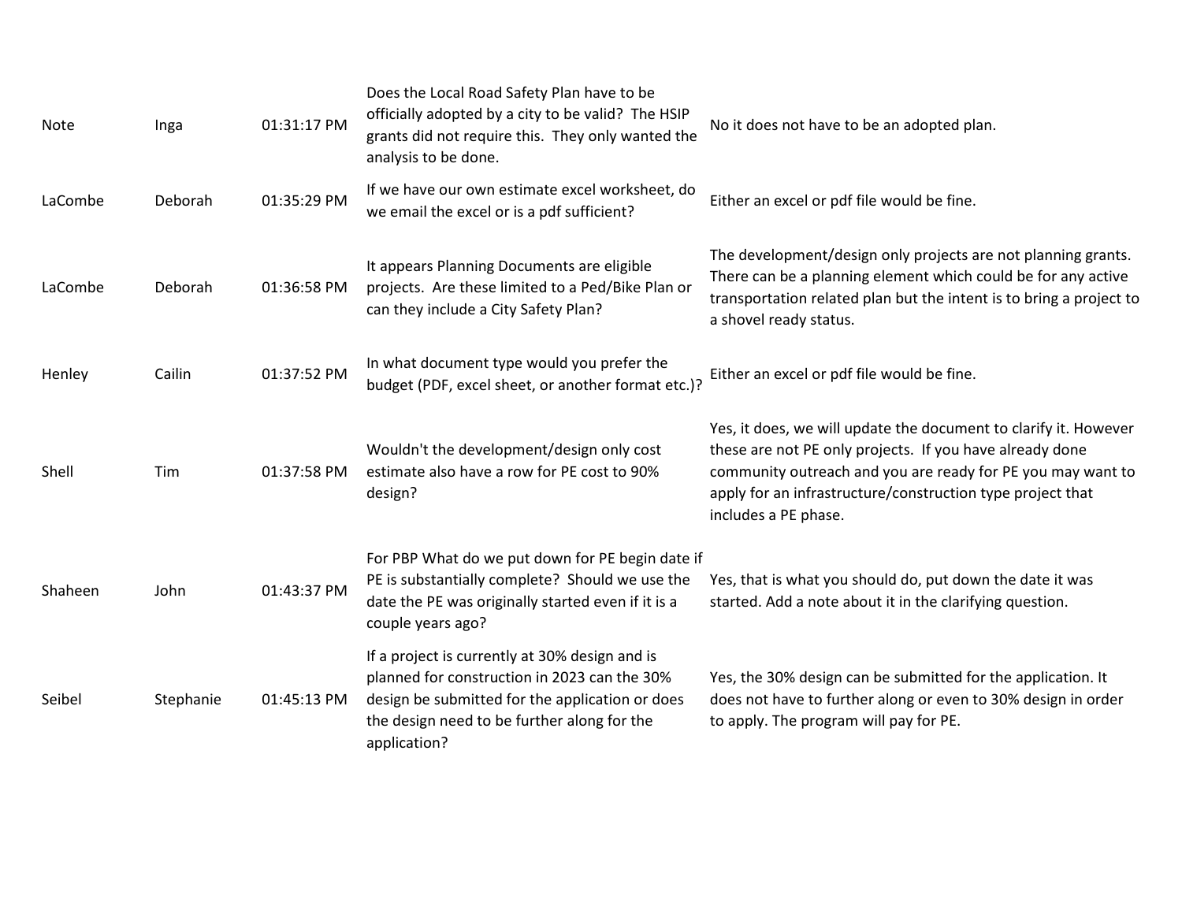| | | | | |
|---|---|---|---|---|
| Note | Inga | 01:31:17 PM | Does the Local Road Safety Plan have to be officially adopted by a city to be valid? The HSIP grants did not require this. They only wanted the analysis to be done. | No it does not have to be an adopted plan. |
| LaCombe | Deborah | 01:35:29 PM | If we have our own estimate excel worksheet, do we email the excel or is a pdf sufficient? | Either an excel or pdf file would be fine. |
| LaCombe | Deborah | 01:36:58 PM | It appears Planning Documents are eligible projects. Are these limited to a Ped/Bike Plan or can they include a City Safety Plan? | The development/design only projects are not planning grants. There can be a planning element which could be for any active transportation related plan but the intent is to bring a project to a shovel ready status. |
| Henley | Cailin | 01:37:52 PM | In what document type would you prefer the budget (PDF, excel sheet, or another format etc.)? | Either an excel or pdf file would be fine. |
| Shell | Tim | 01:37:58 PM | Wouldn't the development/design only cost estimate also have a row for PE cost to 90% design? | Yes, it does, we will update the document to clarify it. However these are not PE only projects. If you have already done community outreach and you are ready for PE you may want to apply for an infrastructure/construction type project that includes a PE phase. |
| Shaheen | John | 01:43:37 PM | For PBP What do we put down for PE begin date if PE is substantially complete? Should we use the date the PE was originally started even if it is a couple years ago? | Yes, that is what you should do, put down the date it was started. Add a note about it in the clarifying question. |
| Seibel | Stephanie | 01:45:13 PM | If a project is currently at 30% design and is planned for construction in 2023 can the 30% design be submitted for the application or does the design need to be further along for the application? | Yes, the 30% design can be submitted for the application. It does not have to further along or even to 30% design in order to apply. The program will pay for PE. |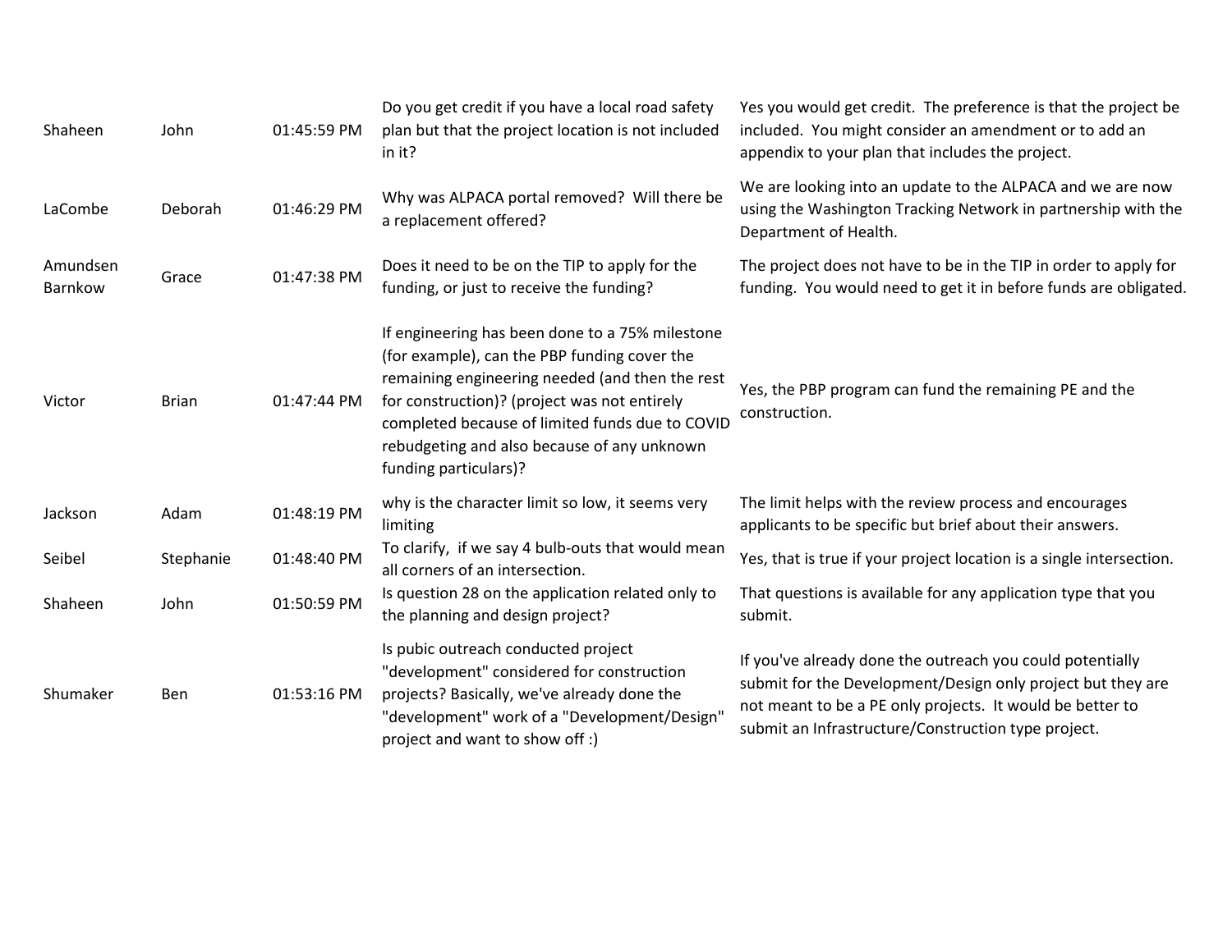| | | | | |
|---|---|---|---|---|
| Shaheen | John | 01:45:59 PM | Do you get credit if you have a local road safety plan but that the project location is not included in it? | Yes you would get credit. The preference is that the project be included. You might consider an amendment or to add an appendix to your plan that includes the project. |
| LaCombe | Deborah | 01:46:29 PM | Why was ALPACA portal removed? Will there be a replacement offered? | We are looking into an update to the ALPACA and we are now using the Washington Tracking Network in partnership with the Department of Health. |
| Amundsen Barnkow | Grace | 01:47:38 PM | Does it need to be on the TIP to apply for the funding, or just to receive the funding? | The project does not have to be in the TIP in order to apply for funding. You would need to get it in before funds are obligated. |
| Victor | Brian | 01:47:44 PM | If engineering has been done to a 75% milestone (for example), can the PBP funding cover the remaining engineering needed (and then the rest for construction)? (project was not entirely completed because of limited funds due to COVID rebudgeting and also because of any unknown funding particulars)? | Yes, the PBP program can fund the remaining PE and the construction. |
| Jackson | Adam | 01:48:19 PM | why is the character limit so low, it seems very limiting | The limit helps with the review process and encourages applicants to be specific but brief about their answers. |
| Seibel | Stephanie | 01:48:40 PM | To clarify, if we say 4 bulb-outs that would mean all corners of an intersection. | Yes, that is true if your project location is a single intersection. |
| Shaheen | John | 01:50:59 PM | Is question 28 on the application related only to the planning and design project? | That questions is available for any application type that you submit. |
| Shumaker | Ben | 01:53:16 PM | Is pubic outreach conducted project "development" considered for construction projects? Basically, we've already done the "development" work of a "Development/Design" project and want to show off :) | If you've already done the outreach you could potentially submit for the Development/Design only project but they are not meant to be a PE only projects. It would be better to submit an Infrastructure/Construction type project. |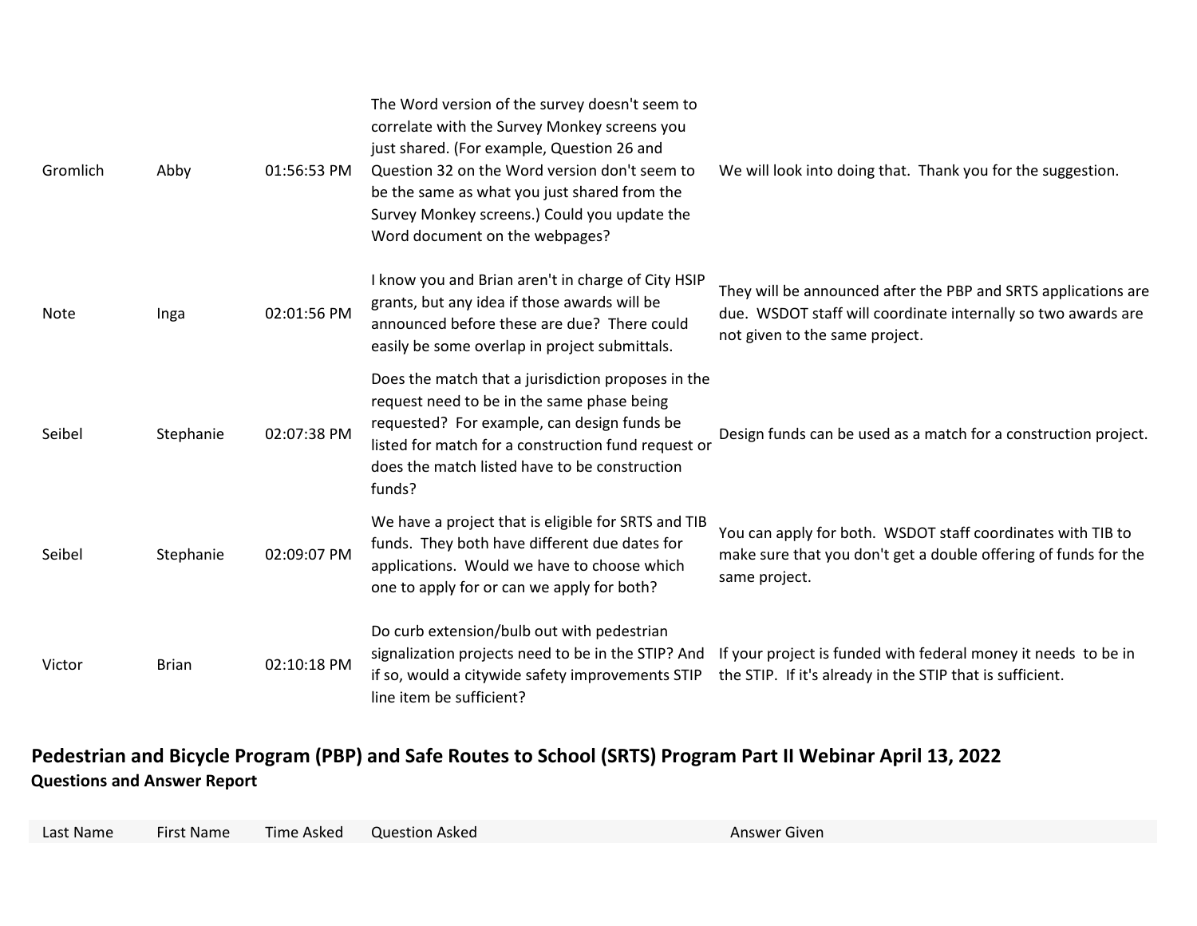| Last Name | First Name | Time Asked | Question Asked | Answer Given |
|---|---|---|---|---|
| Gromlich | Abby | 01:56:53 PM | The Word version of the survey doesn't seem to correlate with the Survey Monkey screens you just shared. (For example, Question 26 and Question 32 on the Word version don't seem to be the same as what you just shared from the Survey Monkey screens.) Could you update the Word document on the webpages? | We will look into doing that. Thank you for the suggestion. |
| Note | Inga | 02:01:56 PM | I know you and Brian aren't in charge of City HSIP grants, but any idea if those awards will be announced before these are due? There could easily be some overlap in project submittals. | They will be announced after the PBP and SRTS applications are due. WSDOT staff will coordinate internally so two awards are not given to the same project. |
| Seibel | Stephanie | 02:07:38 PM | Does the match that a jurisdiction proposes in the request need to be in the same phase being requested? For example, can design funds be listed for match for a construction fund request or does the match listed have to be construction funds? | Design funds can be used as a match for a construction project. |
| Seibel | Stephanie | 02:09:07 PM | We have a project that is eligible for SRTS and TIB funds. They both have different due dates for applications. Would we have to choose which one to apply for or can we apply for both? | You can apply for both. WSDOT staff coordinates with TIB to make sure that you don't get a double offering of funds for the same project. |
| Victor | Brian | 02:10:18 PM | Do curb extension/bulb out with pedestrian signalization projects need to be in the STIP? And if so, would a citywide safety improvements STIP line item be sufficient? | If your project is funded with federal money it needs to be in the STIP. If it's already in the STIP that is sufficient. |

## Pedestrian and Bicycle Program (PBP) and Safe Routes to School (SRTS) Program Part II Webinar April 13, 2022

**Questions and Answer Report**

| Last Name | First Name | Time Asked | Question Asked | Answer Given |
|---|---|---|---|---|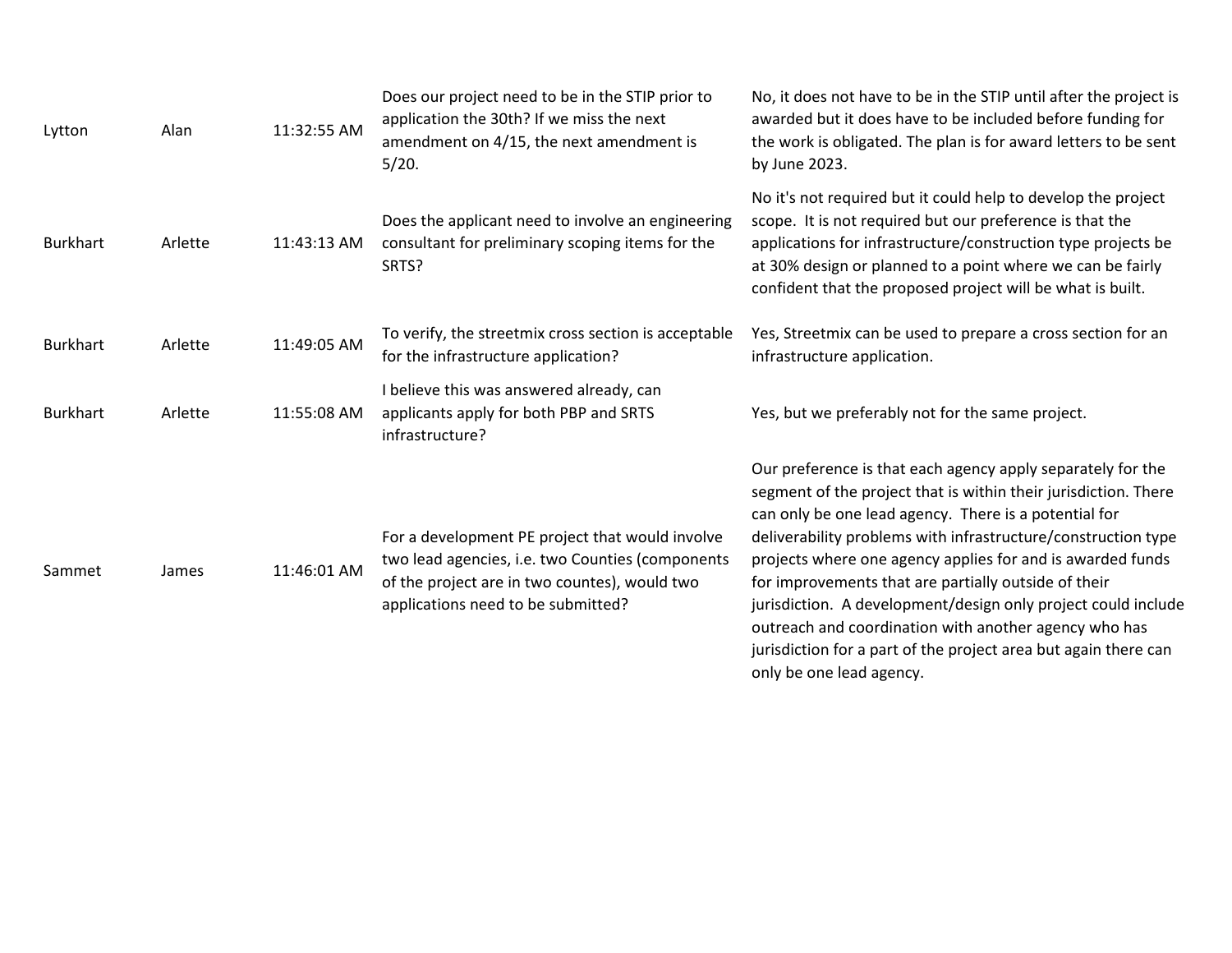| | | | | |
|---|---|---|---|---|
| Lytton | Alan | 11:32:55 AM | Does our project need to be in the STIP prior to application the 30th? If we miss the next amendment on 4/15, the next amendment is 5/20. | No, it does not have to be in the STIP until after the project is awarded but it does have to be included before funding for the work is obligated. The plan is for award letters to be sent by June 2023. |
| Burkhart | Arlette | 11:43:13 AM | Does the applicant need to involve an engineering consultant for preliminary scoping items for the SRTS? | No it's not required but it could help to develop the project scope.  It is not required but our preference is that the applications for infrastructure/construction type projects be at 30% design or planned to a point where we can be fairly confident that the proposed project will be what is built. |
| Burkhart | Arlette | 11:49:05 AM | To verify, the streetmix cross section is acceptable for the infrastructure application? | Yes, Streetmix can be used to prepare a cross section for an infrastructure application. |
| Burkhart | Arlette | 11:55:08 AM | I believe this was answered already, can applicants apply for both PBP and SRTS infrastructure? | Yes, but we preferably not for the same project. |
| Sammet | James | 11:46:01 AM | For a development PE project that would involve two lead agencies, i.e. two Counties (components of the project are in two countes), would two applications need to be submitted? | Our preference is that each agency apply separately for the segment of the project that is within their jurisdiction. There can only be one lead agency.  There is a potential for deliverability problems with infrastructure/construction type projects where one agency applies for and is awarded funds for improvements that are partially outside of their jurisdiction.  A development/design only project could include outreach and coordination with another agency who has jurisdiction for a part of the project area but again there can only be one lead agency. |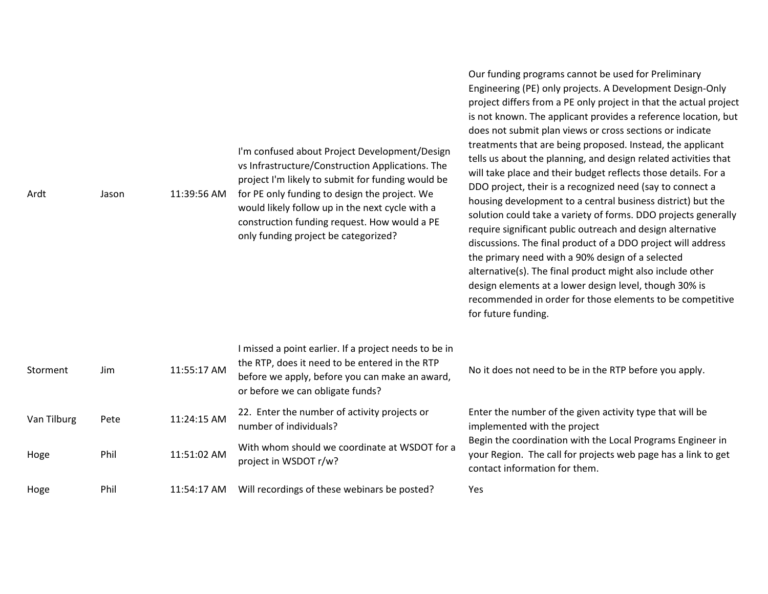| | | | | |
|---|---|---|---|---|
| Ardt | Jason | 11:39:56 AM | I'm confused about Project Development/Design vs Infrastructure/Construction Applications. The project I'm likely to submit for funding would be for PE only funding to design the project. We would likely follow up in the next cycle with a construction funding request. How would a PE only funding project be categorized? | Our funding programs cannot be used for Preliminary Engineering (PE) only projects. A Development Design-Only project differs from a PE only project in that the actual project is not known. The applicant provides a reference location, but does not submit plan views or cross sections or indicate treatments that are being proposed. Instead, the applicant tells us about the planning, and design related activities that will take place and their budget reflects those details. For a DDO project, their is a recognized need (say to connect a housing development to a central business district) but the solution could take a variety of forms. DDO projects generally require significant public outreach and design alternative discussions. The final product of a DDO project will address the primary need with a 90% design of a selected alternative(s). The final product might also include other design elements at a lower design level, though 30% is recommended in order for those elements to be competitive for future funding. |
| Storment | Jim | 11:55:17 AM | I missed a point earlier. If a project needs to be in the RTP, does it need to be entered in the RTP before we apply, before you can make an award, or before we can obligate funds? | No it does not need to be in the RTP before you apply. |
| Van Tilburg | Pete | 11:24:15 AM | 22. Enter the number of activity projects or number of individuals? | Enter the number of the given activity type that will be implemented with the project |
| Hoge | Phil | 11:51:02 AM | With whom should we coordinate at WSDOT for a project in WSDOT r/w? | Begin the coordination with the Local Programs Engineer in your Region. The call for projects web page has a link to get contact information for them. |
| Hoge | Phil | 11:54:17 AM | Will recordings of these webinars be posted? | Yes |